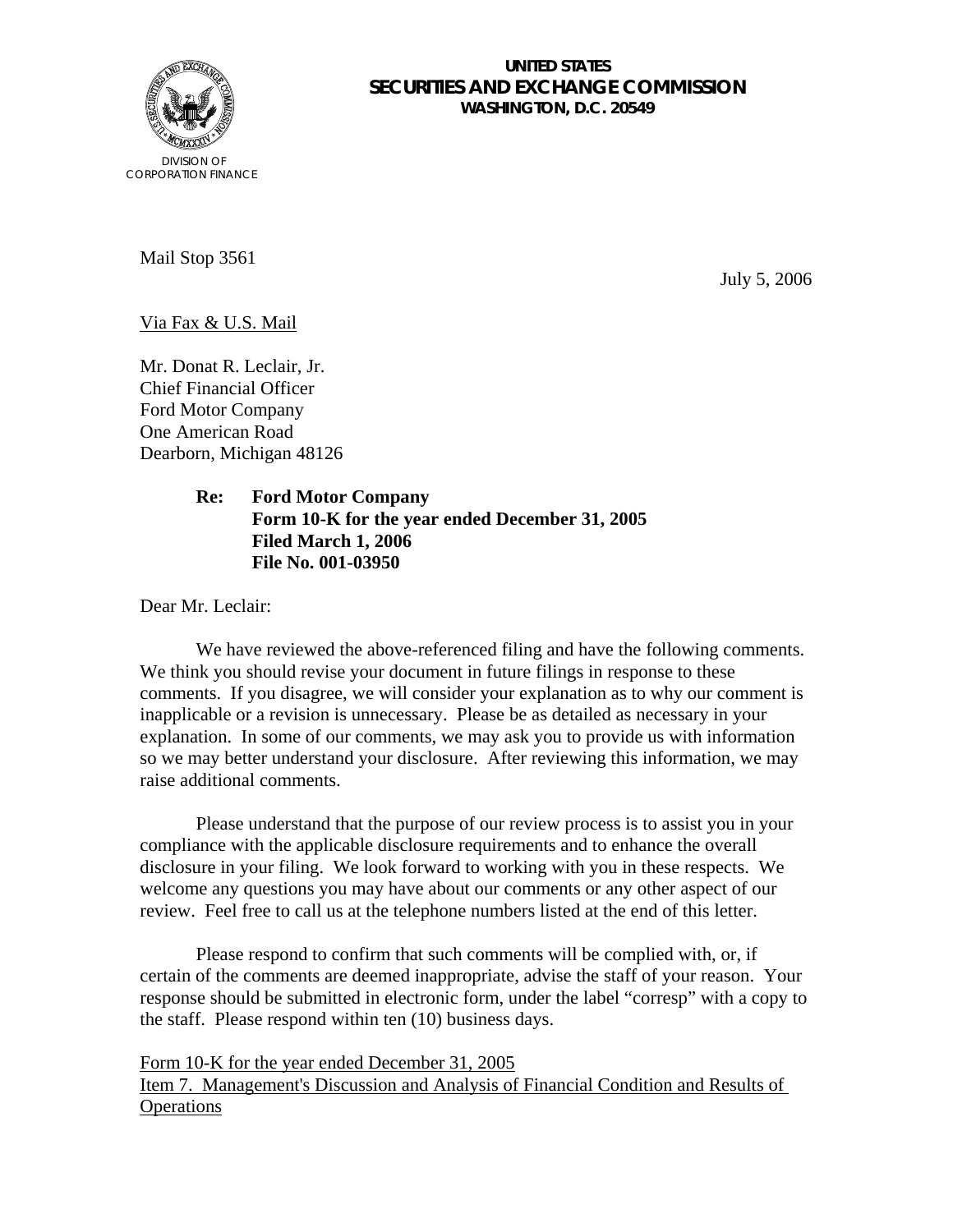DIVISION OF
CORPORATION FINANCE

**UNITED STATES**
**SECURITIES AND EXCHANGE COMMISSION**
**WASHINGTON, D.C. 20549**

Mail Stop 3561

July 5, 2006

Via Fax & U.S. Mail

Mr. Donat R. Leclair, Jr.
Chief Financial Officer
Ford Motor Company
One American Road
Dearborn, Michigan 48126

**Re: Ford Motor Company**
**Form 10-K for the year ended December 31, 2005**
**Filed March 1, 2006**
**File No. 001-03950**

Dear Mr. Leclair:

We have reviewed the above-referenced filing and have the following comments. We think you should revise your document in future filings in response to these comments. If you disagree, we will consider your explanation as to why our comment is inapplicable or a revision is unnecessary. Please be as detailed as necessary in your explanation. In some of our comments, we may ask you to provide us with information so we may better understand your disclosure. After reviewing this information, we may raise additional comments.

Please understand that the purpose of our review process is to assist you in your compliance with the applicable disclosure requirements and to enhance the overall disclosure in your filing. We look forward to working with you in these respects. We welcome any questions you may have about our comments or any other aspect of our review. Feel free to call us at the telephone numbers listed at the end of this letter.

Please respond to confirm that such comments will be complied with, or, if certain of the comments are deemed inappropriate, advise the staff of your reason. Your response should be submitted in electronic form, under the label "corresp" with a copy to the staff. Please respond within ten (10) business days.

Form 10-K for the year ended December 31, 2005
Item 7. Management's Discussion and Analysis of Financial Condition and Results of Operations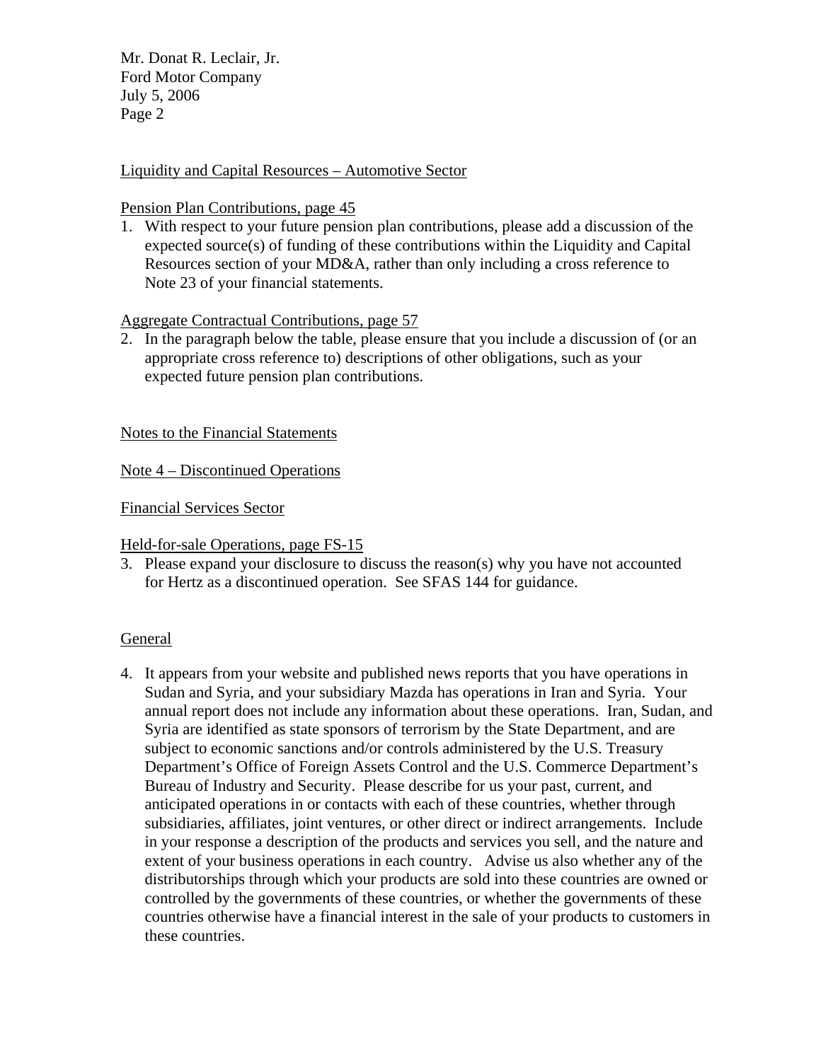Liquidity and Capital Resources – Automotive Sector

Pension Plan Contributions, page 45

1. With respect to your future pension plan contributions, please add a discussion of the expected source(s) of funding of these contributions within the Liquidity and Capital Resources section of your MD&A, rather than only including a cross reference to Note 23 of your financial statements.

Aggregate Contractual Contributions, page 57

2. In the paragraph below the table, please ensure that you include a discussion of (or an appropriate cross reference to) descriptions of other obligations, such as your expected future pension plan contributions.

Notes to the Financial Statements

Note 4 – Discontinued Operations

Financial Services Sector

Held-for-sale Operations, page FS-15

3. Please expand your disclosure to discuss the reason(s) why you have not accounted for Hertz as a discontinued operation. See SFAS 144 for guidance.

General

4. It appears from your website and published news reports that you have operations in Sudan and Syria, and your subsidiary Mazda has operations in Iran and Syria. Your annual report does not include any information about these operations. Iran, Sudan, and Syria are identified as state sponsors of terrorism by the State Department, and are subject to economic sanctions and/or controls administered by the U.S. Treasury Department's Office of Foreign Assets Control and the U.S. Commerce Department's Bureau of Industry and Security. Please describe for us your past, current, and anticipated operations in or contacts with each of these countries, whether through subsidiaries, affiliates, joint ventures, or other direct or indirect arrangements. Include in your response a description of the products and services you sell, and the nature and extent of your business operations in each country. Advise us also whether any of the distributorships through which your products are sold into these countries are owned or controlled by the governments of these countries, or whether the governments of these countries otherwise have a financial interest in the sale of your products to customers in these countries.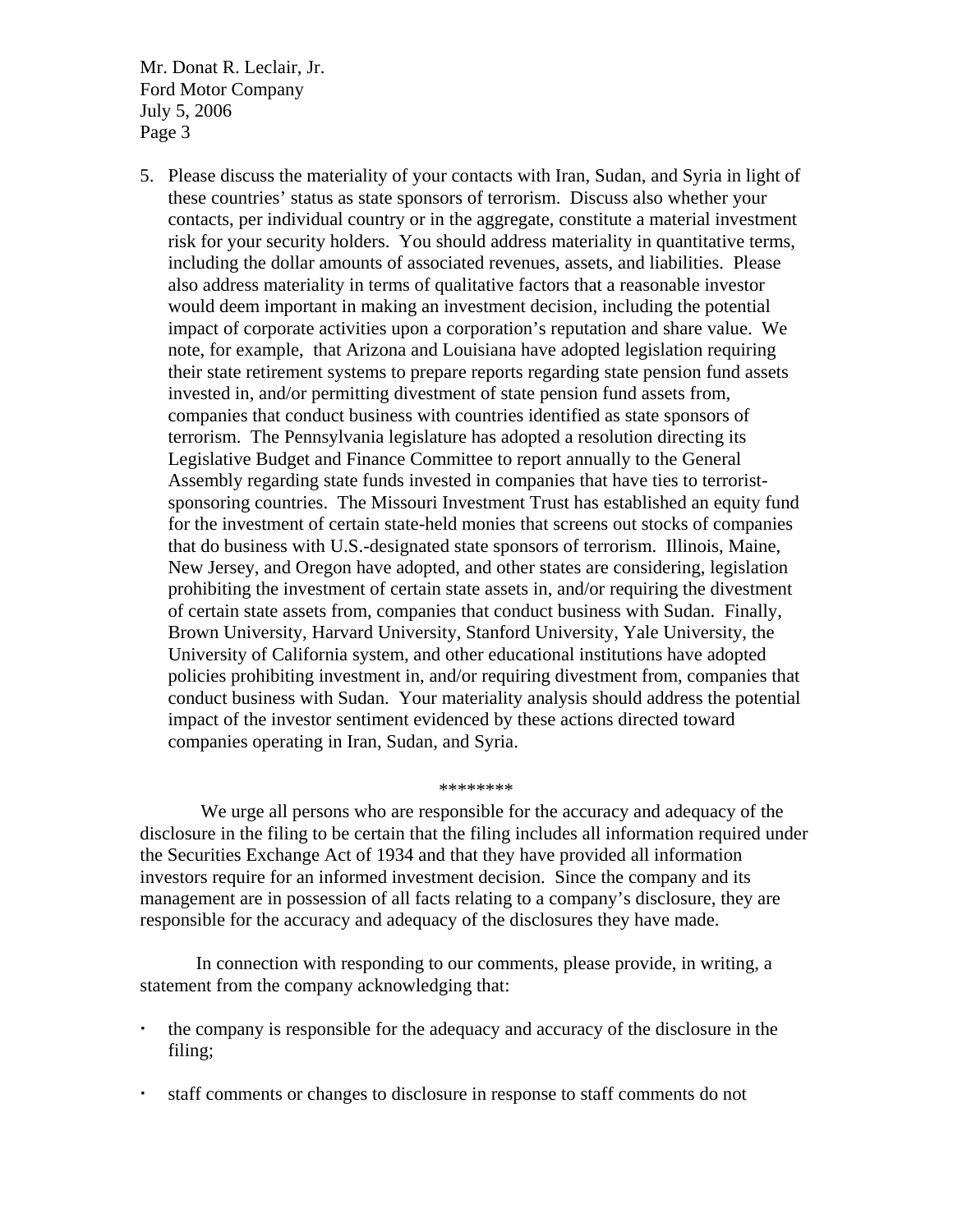Mr. Donat R. Leclair, Jr.
Ford Motor Company
July 5, 2006
Page 3

5. Please discuss the materiality of your contacts with Iran, Sudan, and Syria in light of these countries' status as state sponsors of terrorism. Discuss also whether your contacts, per individual country or in the aggregate, constitute a material investment risk for your security holders. You should address materiality in quantitative terms, including the dollar amounts of associated revenues, assets, and liabilities. Please also address materiality in terms of qualitative factors that a reasonable investor would deem important in making an investment decision, including the potential impact of corporate activities upon a corporation's reputation and share value. We note, for example, that Arizona and Louisiana have adopted legislation requiring their state retirement systems to prepare reports regarding state pension fund assets invested in, and/or permitting divestment of state pension fund assets from, companies that conduct business with countries identified as state sponsors of terrorism. The Pennsylvania legislature has adopted a resolution directing its Legislative Budget and Finance Committee to report annually to the General Assembly regarding state funds invested in companies that have ties to terrorist-sponsoring countries. The Missouri Investment Trust has established an equity fund for the investment of certain state-held monies that screens out stocks of companies that do business with U.S.-designated state sponsors of terrorism. Illinois, Maine, New Jersey, and Oregon have adopted, and other states are considering, legislation prohibiting the investment of certain state assets in, and/or requiring the divestment of certain state assets from, companies that conduct business with Sudan. Finally, Brown University, Harvard University, Stanford University, Yale University, the University of California system, and other educational institutions have adopted policies prohibiting investment in, and/or requiring divestment from, companies that conduct business with Sudan. Your materiality analysis should address the potential impact of the investor sentiment evidenced by these actions directed toward companies operating in Iran, Sudan, and Syria.

\*\*\*\*\*\*\*\*

We urge all persons who are responsible for the accuracy and adequacy of the disclosure in the filing to be certain that the filing includes all information required under the Securities Exchange Act of 1934 and that they have provided all information investors require for an informed investment decision. Since the company and its management are in possession of all facts relating to a company's disclosure, they are responsible for the accuracy and adequacy of the disclosures they have made.

In connection with responding to our comments, please provide, in writing, a statement from the company acknowledging that:

- the company is responsible for the adequacy and accuracy of the disclosure in the filing;
- staff comments or changes to disclosure in response to staff comments do not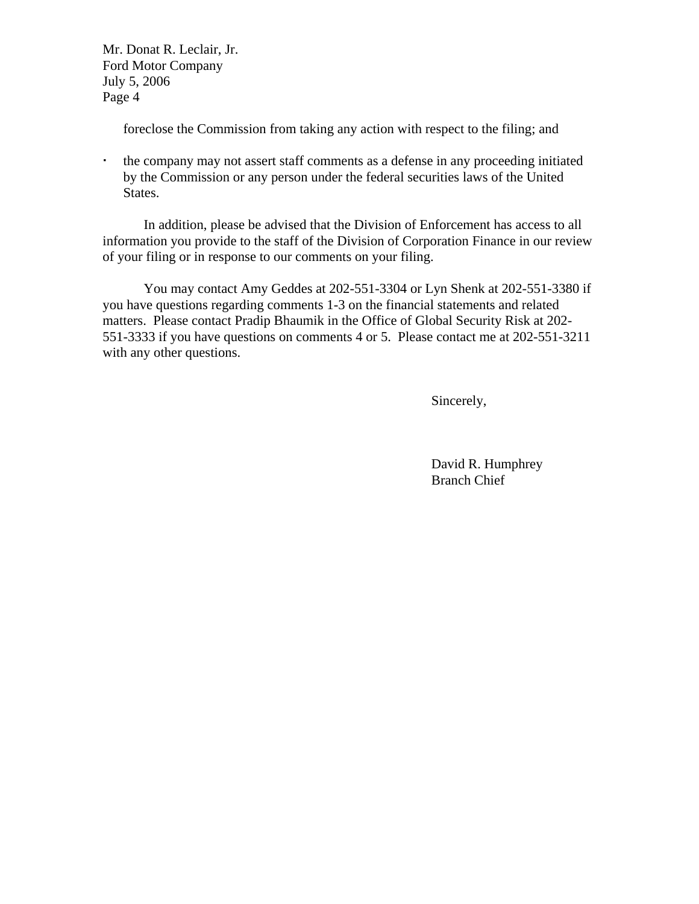foreclose the Commission from taking any action with respect to the filing; and

- the company may not assert staff comments as a defense in any proceeding initiated by the Commission or any person under the federal securities laws of the United States.

In addition, please be advised that the Division of Enforcement has access to all information you provide to the staff of the Division of Corporation Finance in our review of your filing or in response to our comments on your filing.

You may contact Amy Geddes at 202-551-3304 or Lyn Shenk at 202-551-3380 if you have questions regarding comments 1-3 on the financial statements and related matters. Please contact Pradip Bhaumik in the Office of Global Security Risk at 202-551-3333 if you have questions on comments 4 or 5. Please contact me at 202-551-3211 with any other questions.

Sincerely,

David R. Humphrey
Branch Chief